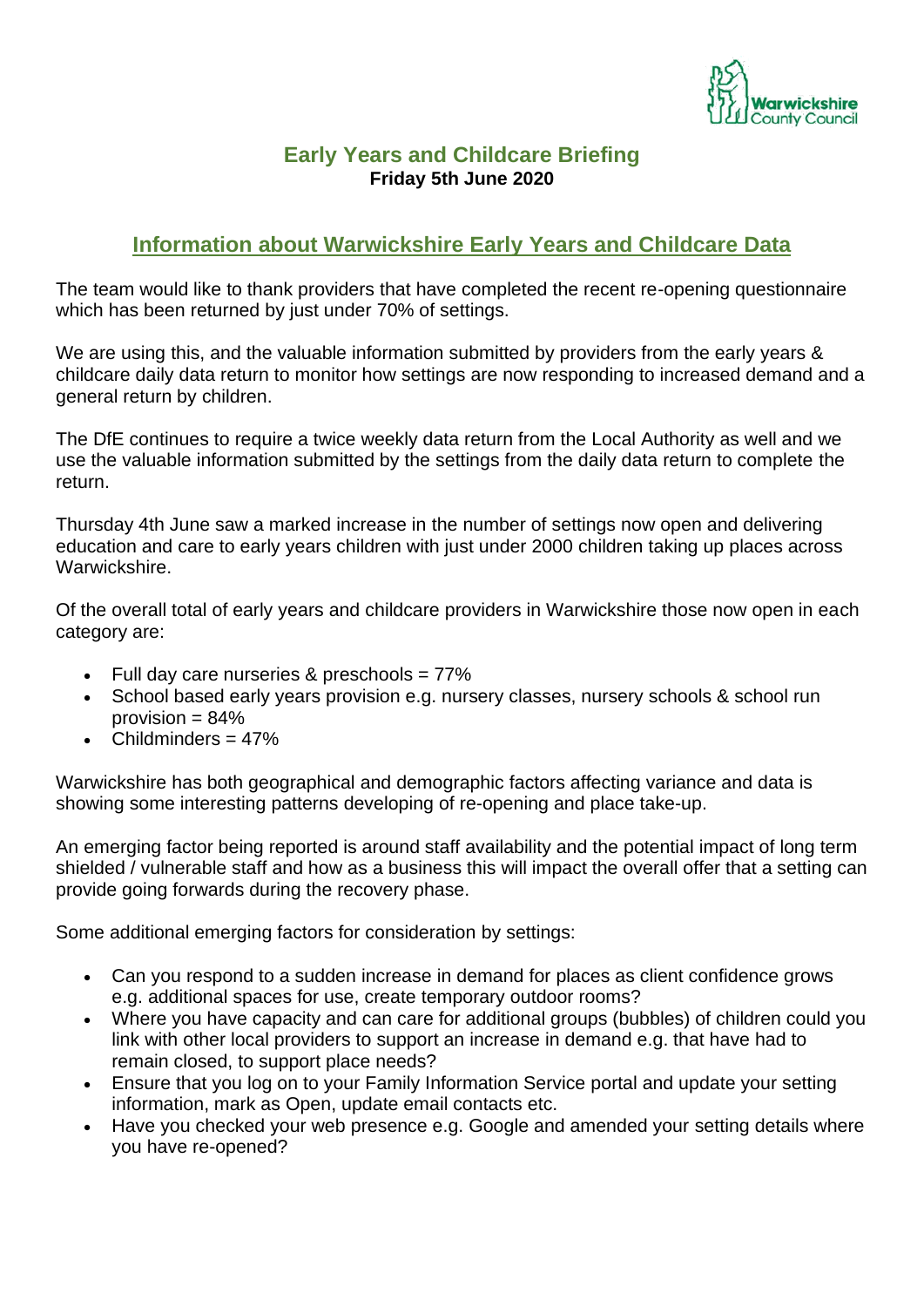# Early Years and Childcare Briefing

**Friday 5th June 2020**

## Information about Warwickshire Early Years and Childcare Data

The team would like to thank providers that have completed the recent re-opening questionnaire which has been returned by just under 70% of settings.

We are using this, and the valuable information submitted by providers from the early years & childcare daily data return to monitor how settings are now responding to increased demand and a general return by children.

The DfE continues to require a twice weekly data return from the Local Authority as well and we use the valuable information submitted by the settings from the daily data return to complete the return.

Thursday 4th June saw a marked increase in the number of settings now open and delivering education and care to early years children with just under 2000 children taking up places across Warwickshire.

Of the overall total of early years and childcare providers in Warwickshire those now open in each category are:

- Full day care nurseries & preschools = 77%
- School based early years provision e.g. nursery classes, nursery schools & school run provision = 84%
- Childminders = 47%

Warwickshire has both geographical and demographic factors affecting variance and data is showing some interesting patterns developing of re-opening and place take-up.

An emerging factor being reported is around staff availability and the potential impact of long term shielded / vulnerable staff and how as a business this will impact the overall offer that a setting can provide going forwards during the recovery phase.

Some additional emerging factors for consideration by settings:

- Can you respond to a sudden increase in demand for places as client confidence grows e.g. additional spaces for use, create temporary outdoor rooms?
- Where you have capacity and can care for additional groups (bubbles) of children could you link with other local providers to support an increase in demand e.g. that have had to remain closed, to support place needs?
- Ensure that you log on to your Family Information Service portal and update your setting information, mark as Open, update email contacts etc.
- Have you checked your web presence e.g. Google and amended your setting details where you have re-opened?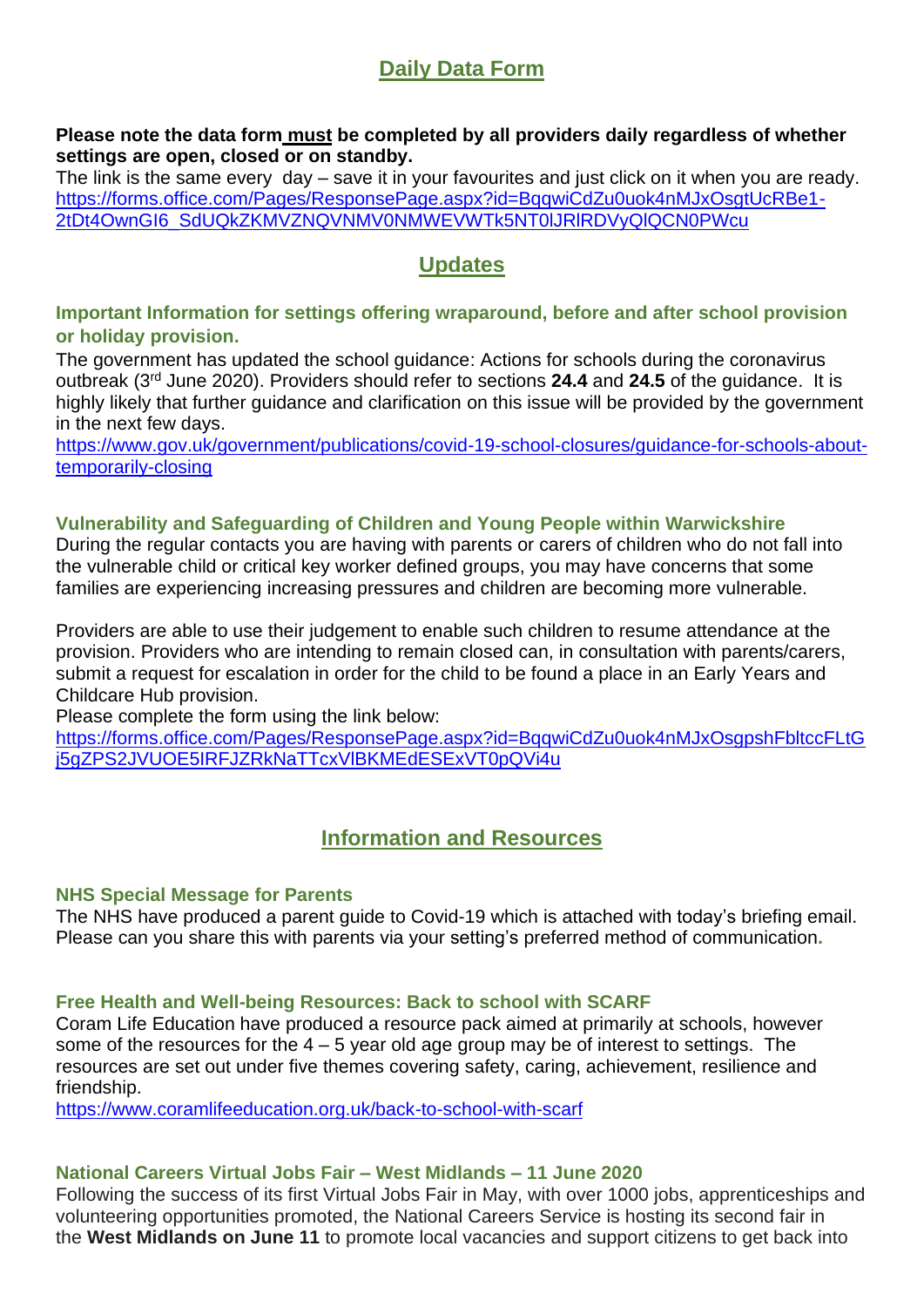## Daily Data Form

**Please note the data form must be completed by all providers daily regardless of whether settings are open, closed or on standby.**

The link is the same every day – save it in your favourites and just click on it when you are ready.
https://forms.office.com/Pages/ResponsePage.aspx?id=BqqwiCdZu0uok4nMJxOsgtUcRBe1-2tDt4OwnGI6_SdUQkZKMVZNQVNMV0NMWEVWTk5NT0lJRlRDVyQlQCN0PWcu

## Updates

### Important Information for settings offering wraparound, before and after school provision or holiday provision.

The government has updated the school guidance: Actions for schools during the coronavirus outbreak (3rd June 2020). Providers should refer to sections **24.4** and **24.5** of the guidance. It is highly likely that further guidance and clarification on this issue will be provided by the government in the next few days.
https://www.gov.uk/government/publications/covid-19-school-closures/guidance-for-schools-about-temporarily-closing

### Vulnerability and Safeguarding of Children and Young People within Warwickshire

During the regular contacts you are having with parents or carers of children who do not fall into the vulnerable child or critical key worker defined groups, you may have concerns that some families are experiencing increasing pressures and children are becoming more vulnerable.

Providers are able to use their judgement to enable such children to resume attendance at the provision. Providers who are intending to remain closed can, in consultation with parents/carers, submit a request for escalation in order for the child to be found a place in an Early Years and Childcare Hub provision.

Please complete the form using the link below:
https://forms.office.com/Pages/ResponsePage.aspx?id=BqqwiCdZu0uok4nMJxOsgpshFbltccFLtGj5gZPS2JVUOE5IRFJZRkNaTTcxVlBKMEdESExVT0pQVi4u

## Information and Resources

### NHS Special Message for Parents

The NHS have produced a parent guide to Covid-19 which is attached with today's briefing email. Please can you share this with parents via your setting's preferred method of communication.

### Free Health and Well-being Resources: Back to school with SCARF

Coram Life Education have produced a resource pack aimed at primarily at schools, however some of the resources for the 4 – 5 year old age group may be of interest to settings. The resources are set out under five themes covering safety, caring, achievement, resilience and friendship.
https://www.coramlifeeducation.org.uk/back-to-school-with-scarf

### National Careers Virtual Jobs Fair – West Midlands – 11 June 2020

Following the success of its first Virtual Jobs Fair in May, with over 1000 jobs, apprenticeships and volunteering opportunities promoted, the National Careers Service is hosting its second fair in the **West Midlands on June 11** to promote local vacancies and support citizens to get back into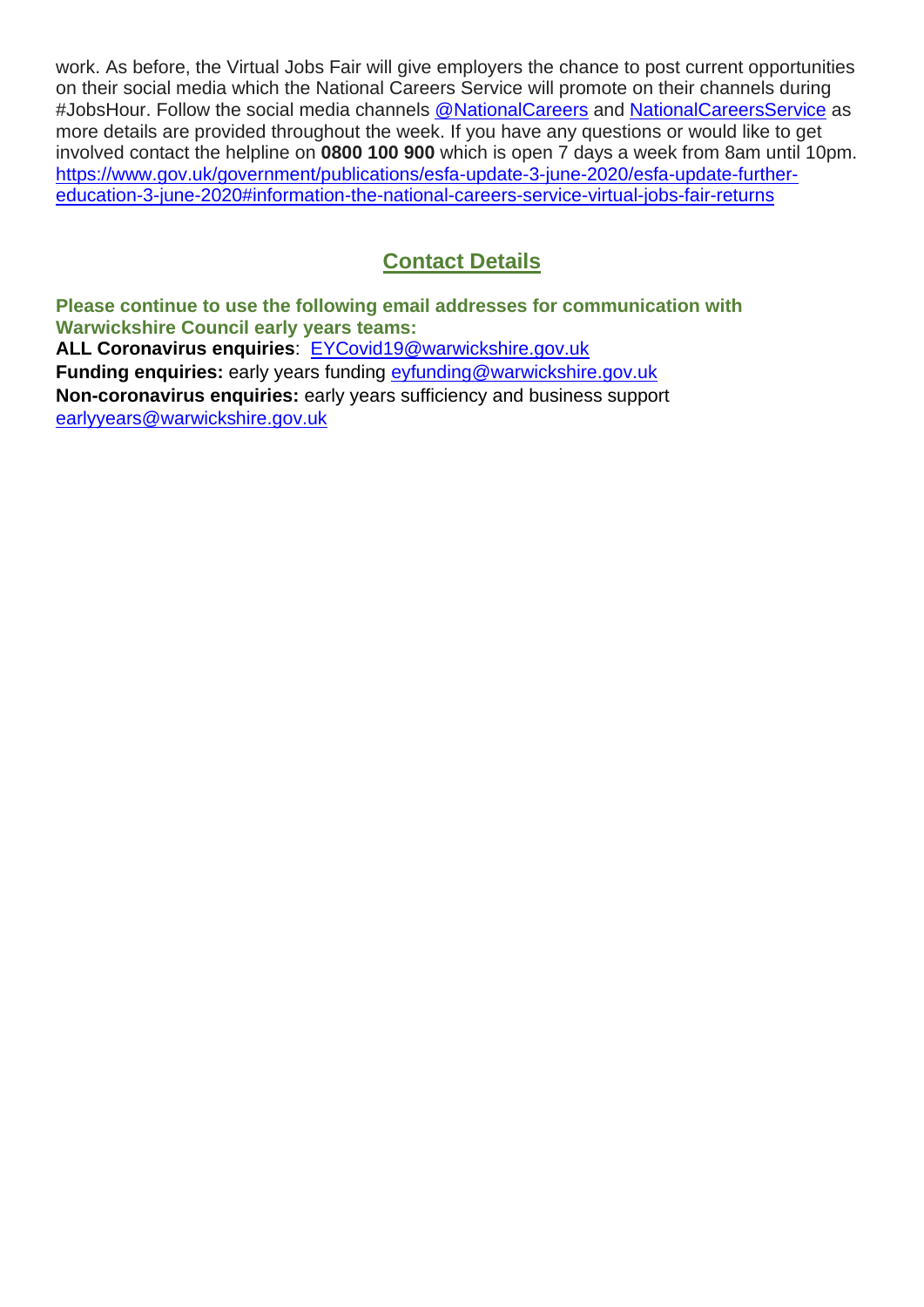work. As before, the Virtual Jobs Fair will give employers the chance to post current opportunities on their social media which the National Careers Service will promote on their channels during #JobsHour. Follow the social media channels [@NationalCareers]() and [NationalCareersService]() as more details are provided throughout the week. If you have any questions or would like to get involved contact the helpline on **0800 100 900** which is open 7 days a week from 8am until 10pm. [https://www.gov.uk/government/publications/esfa-update-3-june-2020/esfa-update-further-education-3-june-2020#information-the-national-careers-service-virtual-jobs-fair-returns](https://www.gov.uk/government/publications/esfa-update-3-june-2020/esfa-update-further-education-3-june-2020#information-the-national-careers-service-virtual-jobs-fair-returns)

## Contact Details

**Please continue to use the following email addresses for communication with Warwickshire Council early years teams:**

**ALL Coronavirus enquiries**: EYCovid19@warwickshire.gov.uk

**Funding enquiries:** early years funding eyfunding@warwickshire.gov.uk

**Non-coronavirus enquiries:** early years sufficiency and business support earlyyears@warwickshire.gov.uk